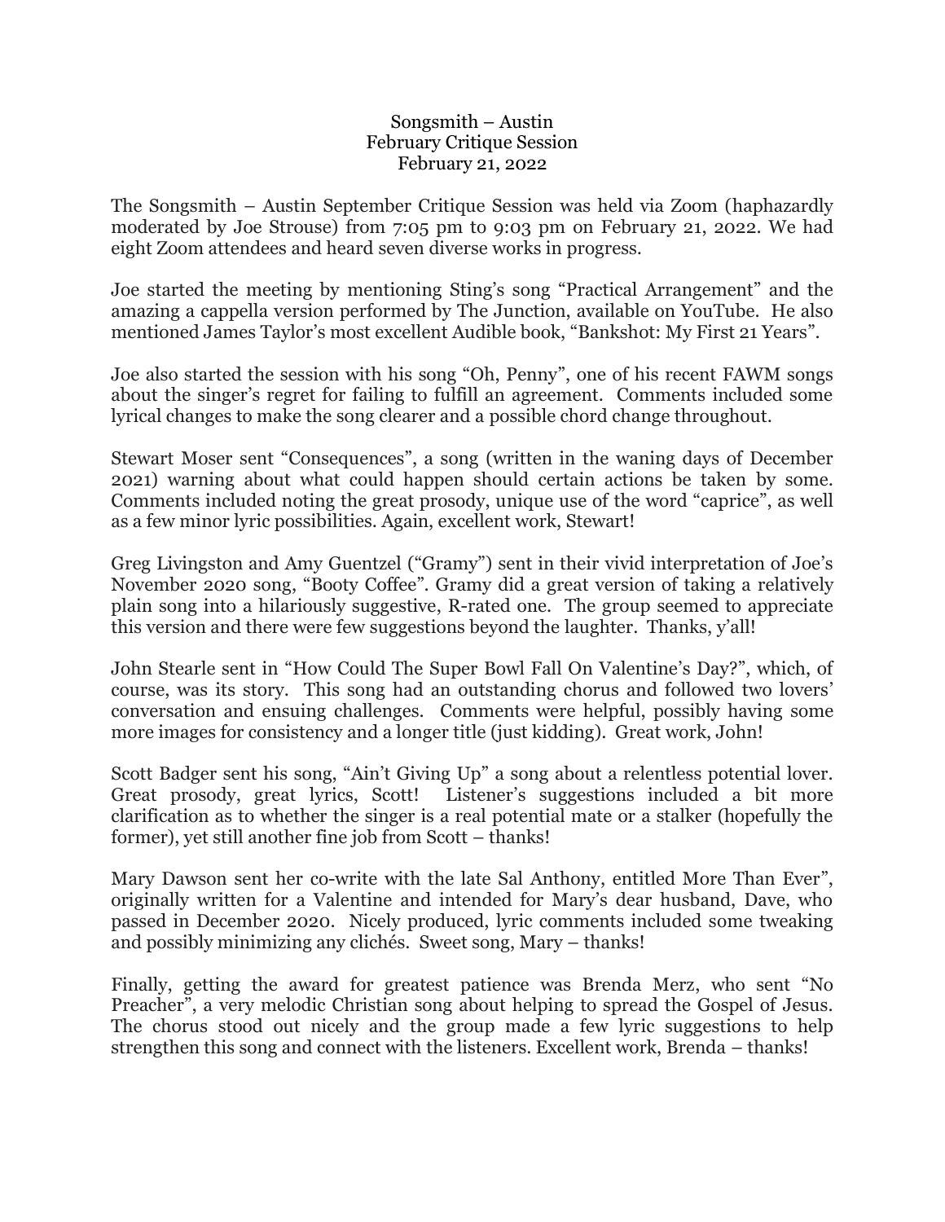# Songsmith – Austin
## February Critique Session
### February 21, 2022

The Songsmith – Austin September Critique Session was held via Zoom (haphazardly moderated by Joe Strouse) from 7:05 pm to 9:03 pm on February 21, 2022. We had eight Zoom attendees and heard seven diverse works in progress.

Joe started the meeting by mentioning Sting's song "Practical Arrangement" and the amazing a cappella version performed by The Junction, available on YouTube. He also mentioned James Taylor's most excellent Audible book, "Bankshot: My First 21 Years".

Joe also started the session with his song "Oh, Penny", one of his recent FAWM songs about the singer's regret for failing to fulfill an agreement. Comments included some lyrical changes to make the song clearer and a possible chord change throughout.

Stewart Moser sent "Consequences", a song (written in the waning days of December 2021) warning about what could happen should certain actions be taken by some. Comments included noting the great prosody, unique use of the word "caprice", as well as a few minor lyric possibilities. Again, excellent work, Stewart!

Greg Livingston and Amy Guentzel ("Gramy") sent in their vivid interpretation of Joe's November 2020 song, "Booty Coffee". Gramy did a great version of taking a relatively plain song into a hilariously suggestive, R-rated one. The group seemed to appreciate this version and there were few suggestions beyond the laughter. Thanks, y'all!

John Stearle sent in "How Could The Super Bowl Fall On Valentine's Day?", which, of course, was its story. This song had an outstanding chorus and followed two lovers' conversation and ensuing challenges. Comments were helpful, possibly having some more images for consistency and a longer title (just kidding). Great work, John!

Scott Badger sent his song, "Ain't Giving Up" a song about a relentless potential lover. Great prosody, great lyrics, Scott! Listener's suggestions included a bit more clarification as to whether the singer is a real potential mate or a stalker (hopefully the former), yet still another fine job from Scott – thanks!

Mary Dawson sent her co-write with the late Sal Anthony, entitled More Than Ever", originally written for a Valentine and intended for Mary's dear husband, Dave, who passed in December 2020. Nicely produced, lyric comments included some tweaking and possibly minimizing any clichés. Sweet song, Mary – thanks!

Finally, getting the award for greatest patience was Brenda Merz, who sent "No Preacher", a very melodic Christian song about helping to spread the Gospel of Jesus. The chorus stood out nicely and the group made a few lyric suggestions to help strengthen this song and connect with the listeners. Excellent work, Brenda – thanks!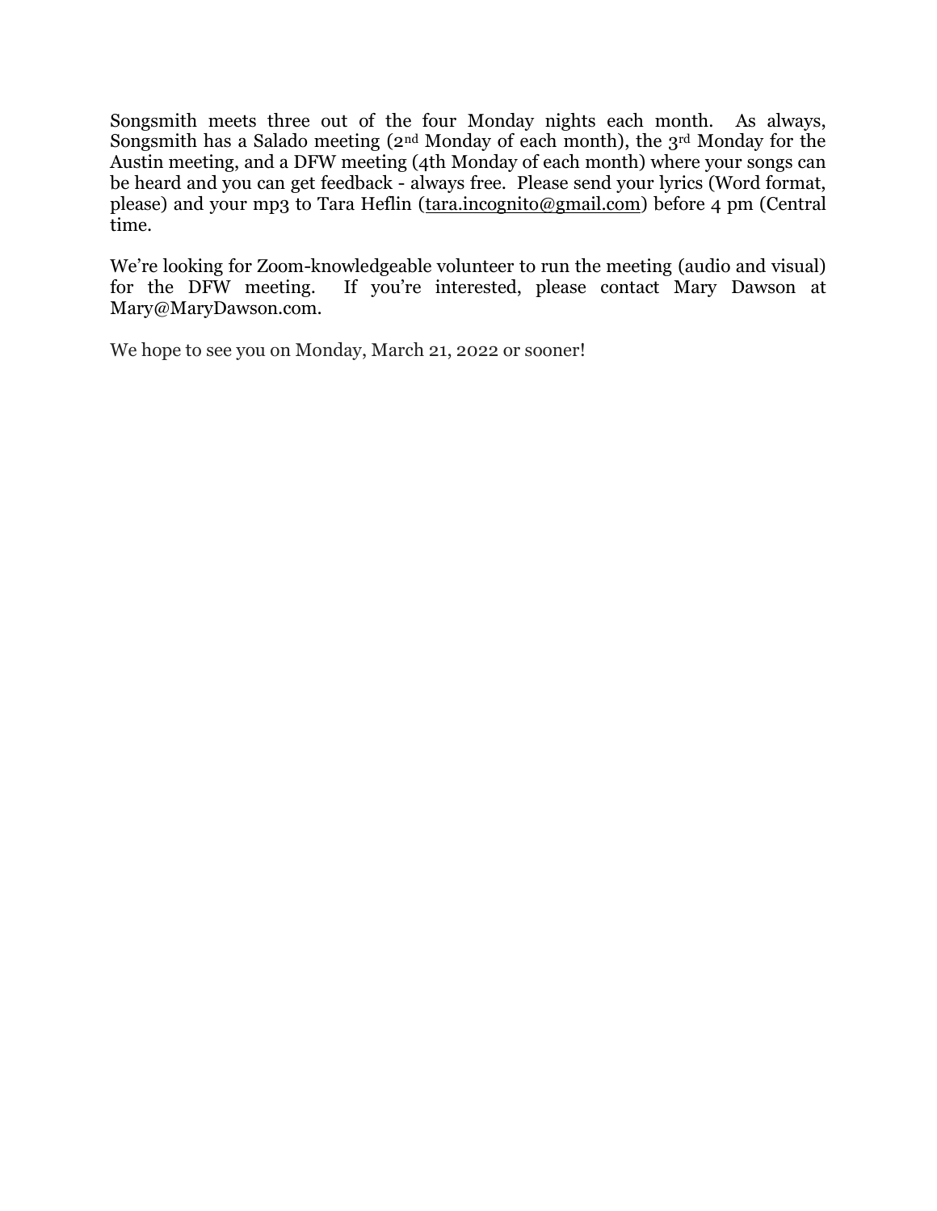Songsmith meets three out of the four Monday nights each month. As always, Songsmith has a Salado meeting (2nd Monday of each month), the 3rd Monday for the Austin meeting, and a DFW meeting (4th Monday of each month) where your songs can be heard and you can get feedback - always free. Please send your lyrics (Word format, please) and your mp3 to Tara Heflin (tara.incognito@gmail.com) before 4 pm (Central time.

We're looking for Zoom-knowledgeable volunteer to run the meeting (audio and visual) for the DFW meeting. If you're interested, please contact Mary Dawson at Mary@MaryDawson.com.

We hope to see you on Monday, March 21, 2022 or sooner!